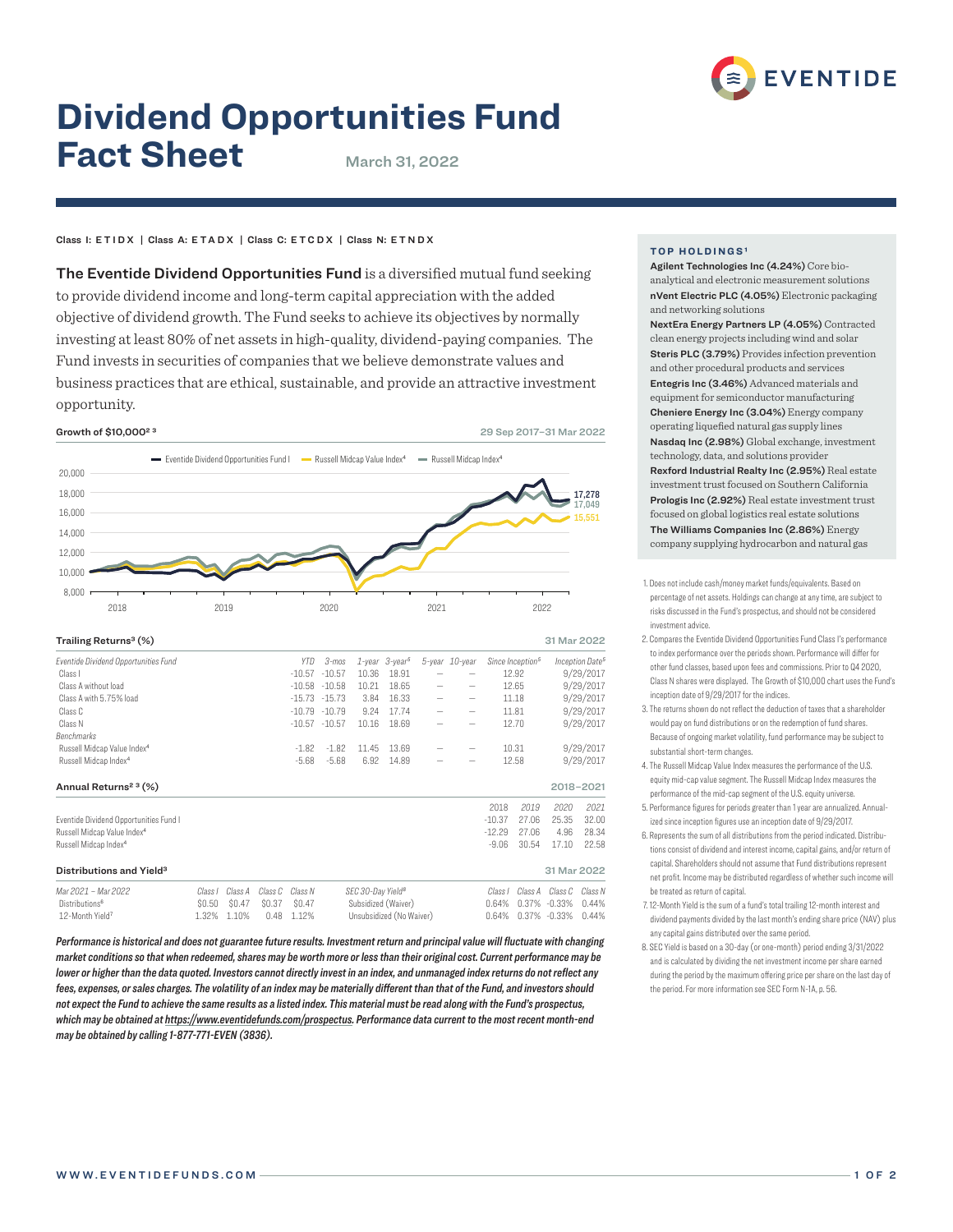# Dividend Opportunities Fund Fact Sheet

March 31, 2022

Class I: ETIDX | Class A: ETADX | Class C: ETCDX | Class N: ETNDX

**The Eventide Dividend Opportunities Fund** is a diversified mutual fund seeking to provide dividend income and long-term capital appreciation with the added objective of dividend growth. The Fund seeks to achieve its objectives by normally investing at least 80% of net assets in high-quality, dividend-paying companies. The Fund invests in securities of companies that we believe demonstrate values and business practices that are ethical, sustainable, and provide an attractive investment opportunity.

### Growth of $10,000[2 3]

29 Sep 2017–31 Mar 2022

Eventide Dividend Opportunities Fund I — 17,278; Russell Midcap Value Index[4] — 15,551; Russell Midcap Index[4] — 17,049

### Trailing Returns[3] (%)

31 Mar 2022

| Eventide Dividend Opportunities Fund | YTD | 3-mos | 1-year | 3-year[5] | 5-year | 10-year | Since Inception[5] | Inception Date[5] |
|---|---|---|---|---|---|---|---|---|
| Class I | -10.57 | -10.57 | 10.36 | 18.91 | – | – | 12.92 | 9/29/2017 |
| Class A without load | -10.58 | -10.58 | 10.21 | 18.65 | – | – | 12.65 | 9/29/2017 |
| Class A with 5.75% load | -15.73 | -15.73 | 3.84 | 16.33 | – | – | 11.18 | 9/29/2017 |
| Class C | -10.79 | -10.79 | 9.24 | 17.74 | – | – | 11.81 | 9/29/2017 |
| Class N | -10.57 | -10.57 | 10.16 | 18.69 | – | – | 12.70 | 9/29/2017 |
| *Benchmarks* | | | | | | | | |
| Russell Midcap Value Index[4] | -1.82 | -1.82 | 11.45 | 13.69 | – | – | 10.31 | 9/29/2017 |
| Russell Midcap Index[4] | -5.68 | -5.68 | 6.92 | 14.89 | – | – | 12.58 | 9/29/2017 |

### Annual Returns[2 3] (%)

2018–2021

| | 2018 | 2019 | 2020 | 2021 |
|---|---|---|---|---|
| Eventide Dividend Opportunities Fund I | -10.37 | 27.06 | 25.35 | 32.00 |
| Russell Midcap Value Index[4] | -12.29 | 27.06 | 4.96 | 28.34 |
| Russell Midcap Index[4] | -9.06 | 30.54 | 17.10 | 22.58 |

### Distributions and Yield[3]

31 Mar 2022

| Mar 2021 – Mar 2022 | Class I | Class A | Class C | Class N |
|---|---|---|---|---|
| Distributions[6] | $0.50 | $0.47 | $0.37 | $0.47 |
| 12-Month Yield[7] | 1.32% | 1.10% | 0.48 | 1.12% |

| SEC 30-Day Yield[8] | Class I | Class A | Class C | Class N |
|---|---|---|---|---|
| Subsidized (Waiver) | 0.64% | 0.37% | -0.33% | 0.44% |
| Unsubsidized (No Waiver) | 0.64% | 0.37% | -0.33% | 0.44% |

***Performance is historical and does not guarantee future results. Investment return and principal value will fluctuate with changing market conditions so that when redeemed, shares may be worth more or less than their original cost. Current performance may be lower or higher than the data quoted. Investors cannot directly invest in an index, and unmanaged index returns do not reflect any fees, expenses, or sales charges. The volatility of an index may be materially different than that of the Fund, and investors should not expect the Fund to achieve the same results as a listed index. This material must be read along with the Fund's prospectus, which may be obtained at https://www.eventidefunds.com/prospectus. Performance data current to the most recent month-end may be obtained by calling 1-877-771-EVEN (3836).***

### TOP HOLDINGS[1]

**Agilent Technologies Inc (4.24%)** Core bio-analytical and electronic measurement solutions
**nVent Electric PLC (4.05%)** Electronic packaging and networking solutions
**NextEra Energy Partners LP (4.05%)** Contracted clean energy projects including wind and solar
**Steris PLC (3.79%)** Provides infection prevention and other procedural products and services
**Entegris Inc (3.46%)** Advanced materials and equipment for semiconductor manufacturing
**Cheniere Energy Inc (3.04%)** Energy company operating liquefied natural gas supply lines
**Nasdaq Inc (2.98%)** Global exchange, investment technology, data, and solutions provider
**Rexford Industrial Realty Inc (2.95%)** Real estate investment trust focused on Southern California
**Prologis Inc (2.92%)** Real estate investment trust focused on global logistics real estate solutions
**The Williams Companies Inc (2.86%)** Energy company supplying hydrocarbon and natural gas

1. Does not include cash/money market funds/equivalents. Based on percentage of net assets. Holdings can change at any time, are subject to risks discussed in the Fund's prospectus, and should not be considered investment advice.
2. Compares the Eventide Dividend Opportunities Fund Class I's performance to index performance over the periods shown. Performance will differ for other fund classes, based upon fees and commissions. Prior to Q4 2020, Class N shares were displayed. The Growth of $10,000 chart uses the Fund's inception date of 9/29/2017 for the indices.
3. The returns shown do not reflect the deduction of taxes that a shareholder would pay on fund distributions or on the redemption of fund shares. Because of ongoing market volatility, fund performance may be subject to substantial short-term changes.
4. The Russell Midcap Value Index measures the performance of the U.S. equity mid-cap value segment. The Russell Midcap Index measures the performance of the mid-cap segment of the U.S. equity universe.
5. Performance figures for periods greater than 1 year are annualized. Annualized since inception figures use an inception date of 9/29/2017.
6. Represents the sum of all distributions from the period indicated. Distributions consist of dividend and interest income, capital gains, and/or return of capital. Shareholders should not assume that Fund distributions represent net profit. Income may be distributed regardless of whether such income will be treated as return of capital.
7. 12-Month Yield is the sum of a fund's total trailing 12-month interest and dividend payments divided by the last month's ending share price (NAV) plus any capital gains distributed over the same period.
8. SEC Yield is based on a 30-day (or one-month) period ending 3/31/2022 and is calculated by dividing the net investment income per share earned during the period by the maximum offering price per share on the last day of the period. For more information see SEC Form N-1A, p. 56.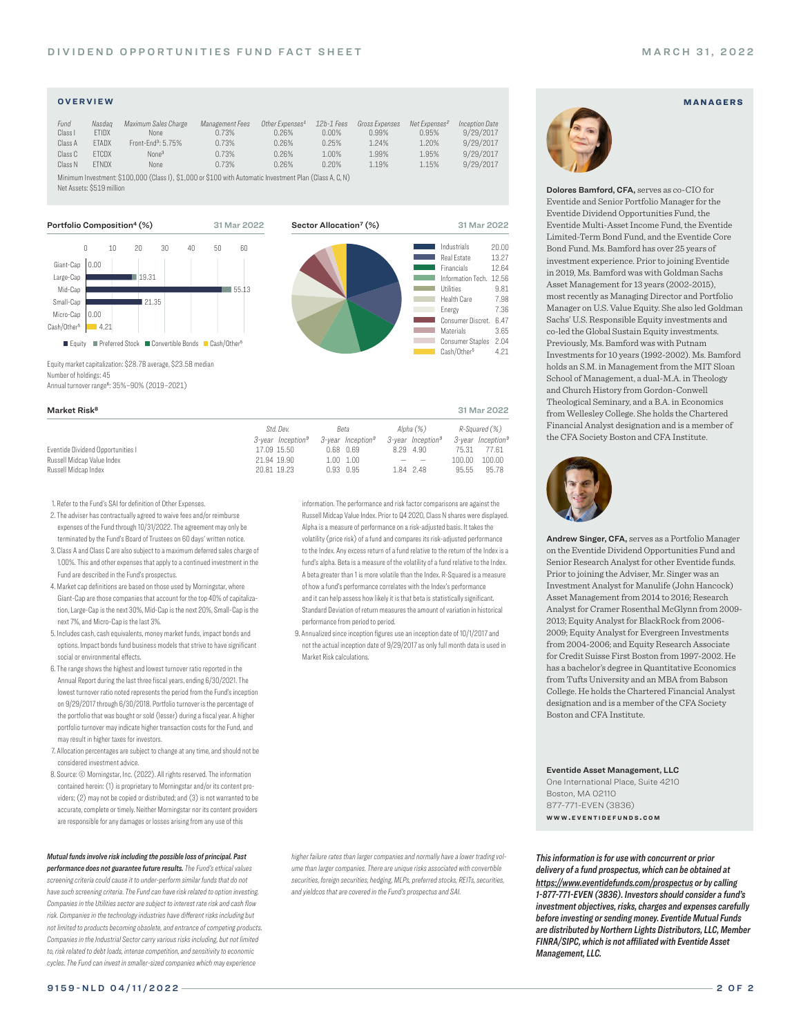## OVERVIEW

| Fund | Nasdaq | Maximum Sales Charge | Management Fees | Other Expenses[1] | 12b-1 Fees | Gross Expenses | Net Expenses[2] | Inception Date |
|---|---|---|---|---|---|---|---|---|
| Class I | ETIDX | None | 0.73% | 0.26% | 0.00% | 0.99% | 0.95% | 9/29/2017 |
| Class A | ETADX | Front-End[3]: 5.75% | 0.73% | 0.26% | 0.25% | 1.24% | 1.20% | 9/29/2017 |
| Class C | ETCDX | None[3] | 0.73% | 0.26% | 1.00% | 1.99% | 1.95% | 9/29/2017 |
| Class N | ETNDX | None | 0.73% | 0.26% | 0.20% | 1.19% | 1.15% | 9/29/2017 |

Minimum Investment: $100,000 (Class I), $1,000 or $100 with Automatic Investment Plan (Class A, C, N)
Net Assets: $519 million

### Portfolio Composition[4] (%) — 31 Mar 2022

0 10 20 30 40 50 60

Giant-Cap 0.00
Large-Cap 19.31
Mid-Cap 55.13
Small-Cap 21.35
Micro-Cap 0.00
Cash/Other[5] 4.21

Equity · Preferred Stock · Convertible Bonds · Cash/Other[5]

Equity market capitalization: $28.7B average, $23.5B median
Number of holdings: 45
Annual turnover range[6]: 35%–90% (2019–2021)

### Sector Allocation[7] (%) — 31 Mar 2022

Industrials 20.00
Real Estate 13.27
Financials 12.64
Information Tech. 12.56
Utilities 9.81
Health Care 7.98
Energy 7.36
Consumer Discret. 6.47
Materials 3.65
Consumer Staples 2.04
Cash/Other[5] 4.21

### Market Risk[8] — 31 Mar 2022

| | Std. Dev. | | Beta | | Alpha (%) | | R-Squared (%) | |
|---|---|---|---|---|---|---|---|---|
| | 3-year | Inception[9] | 3-year | Inception[9] | 3-year | Inception[9] | 3-year | Inception[9] |
| Eventide Dividend Opportunities I | 17.09 | 15.50 | 0.68 | 0.69 | 8.29 | 4.90 | 75.31 | 77.61 |
| Russell Midcap Value Index | 21.94 | 19.90 | 1.00 | 1.00 | — | — | 100.00 | 100.00 |
| Russell Midcap Index | 20.81 | 19.23 | 0.93 | 0.95 | 1.84 | 2.48 | 95.55 | 95.78 |

1. Refer to the Fund's SAI for definition of Other Expenses.
2. The adviser has contractually agreed to waive fees and/or reimburse expenses of the Fund through 10/31/2022. The agreement may only be terminated by the Fund's Board of Trustees on 60 days' written notice.
3. Class A and Class C are also subject to a maximum deferred sales charge of 1.00%. This and other expenses that apply to a continued investment in the Fund are described in the Fund's prospectus.
4. Market cap definitions are based on those used by Morningstar, where Giant-Cap are those companies that account for the top 40% of capitalization, Large-Cap is the next 30%, Mid-Cap is the next 20%, Small-Cap is the next 7%, and Micro-Cap is the last 3%.
5. Includes cash, cash equivalents, money market funds, impact bonds and options. Impact bonds fund business models that strive to have significant social or environmental effects.
6. The range shows the highest and lowest turnover ratio reported in the Annual Report during the last three fiscal years, ending 6/30/2021. The lowest turnover ratio noted represents the period from the Fund's inception on 9/29/2017 through 6/30/2018. Portfolio turnover is the percentage of the portfolio that was bought or sold (lesser) during a fiscal year. A higher portfolio turnover may indicate higher transaction costs for the Fund, and may result in higher taxes for investors.
7. Allocation percentages are subject to change at any time, and should not be considered investment advice.
8. Source: © Morningstar, Inc. (2022). All rights reserved. The information contained herein: (1) is proprietary to Morningstar and/or its content providers; (2) may not be copied or distributed; and (3) is not warranted to be accurate, complete or timely. Neither Morningstar nor its content providers are responsible for any damages or losses arising from any use of this information. The performance and risk factor comparisons are against the Russell Midcap Value Index. Prior to Q4 2020, Class N shares were displayed. Alpha is a measure of performance on a risk-adjusted basis. It takes the volatility (price risk) of a fund and compares its risk-adjusted performance to the Index. Any excess return of a fund relative to the return of the Index is a fund's alpha. Beta is a measure of the volatility of a fund relative to the Index. A beta greater than 1 is more volatile than the Index. R-Squared is a measure of how a fund's performance correlates with the Index's performance and it can help assess how likely it is that beta is statistically significant. Standard Deviation of return measures the amount of variation in historical performance from period to period.
9. Annualized since inception figures use an inception date of 10/1/2017 and not the actual inception date of 9/29/2017 as only full month data is used in Market Risk calculations.

***Mutual funds involve risk including the possible loss of principal. Past performance does not guarantee future results.*** *The Fund's ethical values screening criteria could cause it to under-perform similar funds that do not have such screening criteria. The Fund can have risk related to option investing. Companies in the Utilities sector are subject to interest rate risk and cash flow risk. Companies in the technology industries have different risks including but not limited to products becoming obsolete, and entrance of competing products. Companies in the Industrial Sector carry various risks including, but not limited to, risk related to debt loads, intense competition, and sensitivity to economic cycles. The Fund can invest in smaller-sized companies which may experience higher failure rates than larger companies and normally have a lower trading volume than larger companies. There are unique risks associated with convertible securities, foreign securities, hedging, MLPs, preferred stocks, REITs, securities, and yieldcos that are covered in the Fund's prospectus and SAI.*

## MANAGERS

**Dolores Bamford, CFA,** serves as co-CIO for Eventide and Senior Portfolio Manager for the Eventide Dividend Opportunities Fund, the Eventide Multi-Asset Income Fund, the Eventide Limited-Term Bond Fund, and the Eventide Core Bond Fund. Ms. Bamford has over 25 years of investment experience. Prior to joining Eventide in 2019, Ms. Bamford was with Goldman Sachs Asset Management for 13 years (2002-2015), most recently as Managing Director and Portfolio Manager on U.S. Value Equity. She also led Goldman Sachs' U.S. Responsible Equity investments and co-led the Global Sustain Equity investments. Previously, Ms. Bamford was with Putnam Investments for 10 years (1992-2002). Ms. Bamford holds an S.M. in Management from the MIT Sloan School of Management, a dual-M.A. in Theology and Church History from Gordon-Conwell Theological Seminary, and a B.A. in Economics from Wellesley College. She holds the Chartered Financial Analyst designation and is a member of the CFA Society Boston and CFA Institute.

**Andrew Singer, CFA,** serves as a Portfolio Manager on the Eventide Dividend Opportunities Fund and Senior Research Analyst for other Eventide funds. Prior to joining the Adviser, Mr. Singer was an Investment Analyst for Manulife (John Hancock) Asset Management from 2014 to 2016; Research Analyst for Cramer Rosenthal McGlynn from 2009-2013; Equity Analyst for BlackRock from 2006-2009; Equity Analyst for Evergreen Investments from 2004-2006; and Equity Research Associate for Credit Suisse First Boston from 1997-2002. He has a bachelor's degree in Quantitative Economics from Tufts University and an MBA from Babson College. He holds the Chartered Financial Analyst designation and is a member of the CFA Society Boston and CFA Institute.

**Eventide Asset Management, LLC**
One International Place, Suite 4210
Boston, MA 02110
877-771-EVEN (3836)
**WWW.EVENTIDEFUNDS.COM**

***This information is for use with concurrent or prior delivery of a fund prospectus, which can be obtained at https://www.eventidefunds.com/prospectus or by calling 1-877-771-EVEN (3836). Investors should consider a fund's investment objectives, risks, charges and expenses carefully before investing or sending money. Eventide Mutual Funds are distributed by Northern Lights Distributors, LLC, Member FINRA/SIPC, which is not affiliated with Eventide Asset Management, LLC.***

9159-NLD 04/11/2022